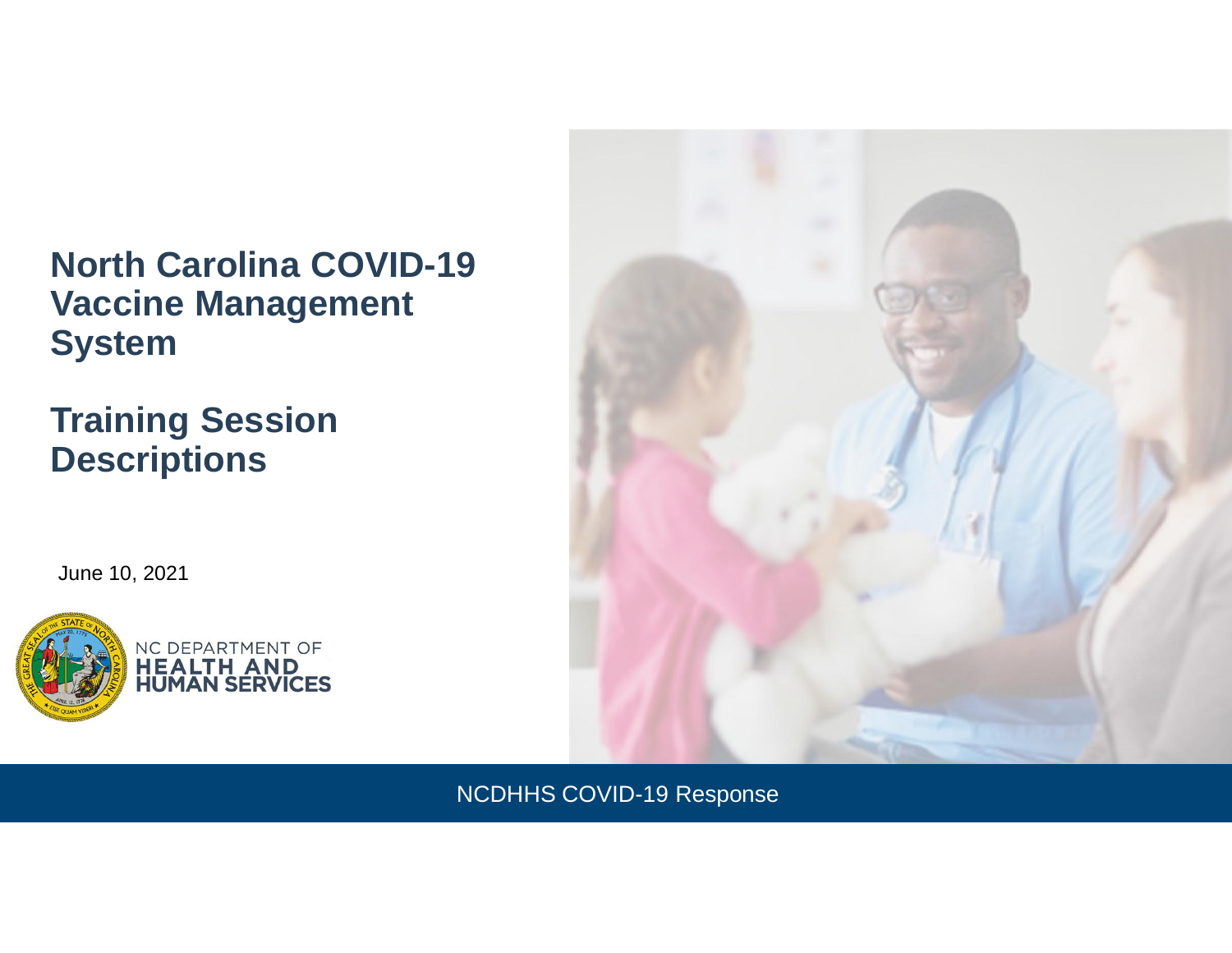# North Carolina COVID-19 Vaccine Management System

# Training Session Descriptions

June 10, 2021

NC DEPARTMENT OF **HEALTH AND HUMAN SERVICES**

NCDHHS COVID-19 Response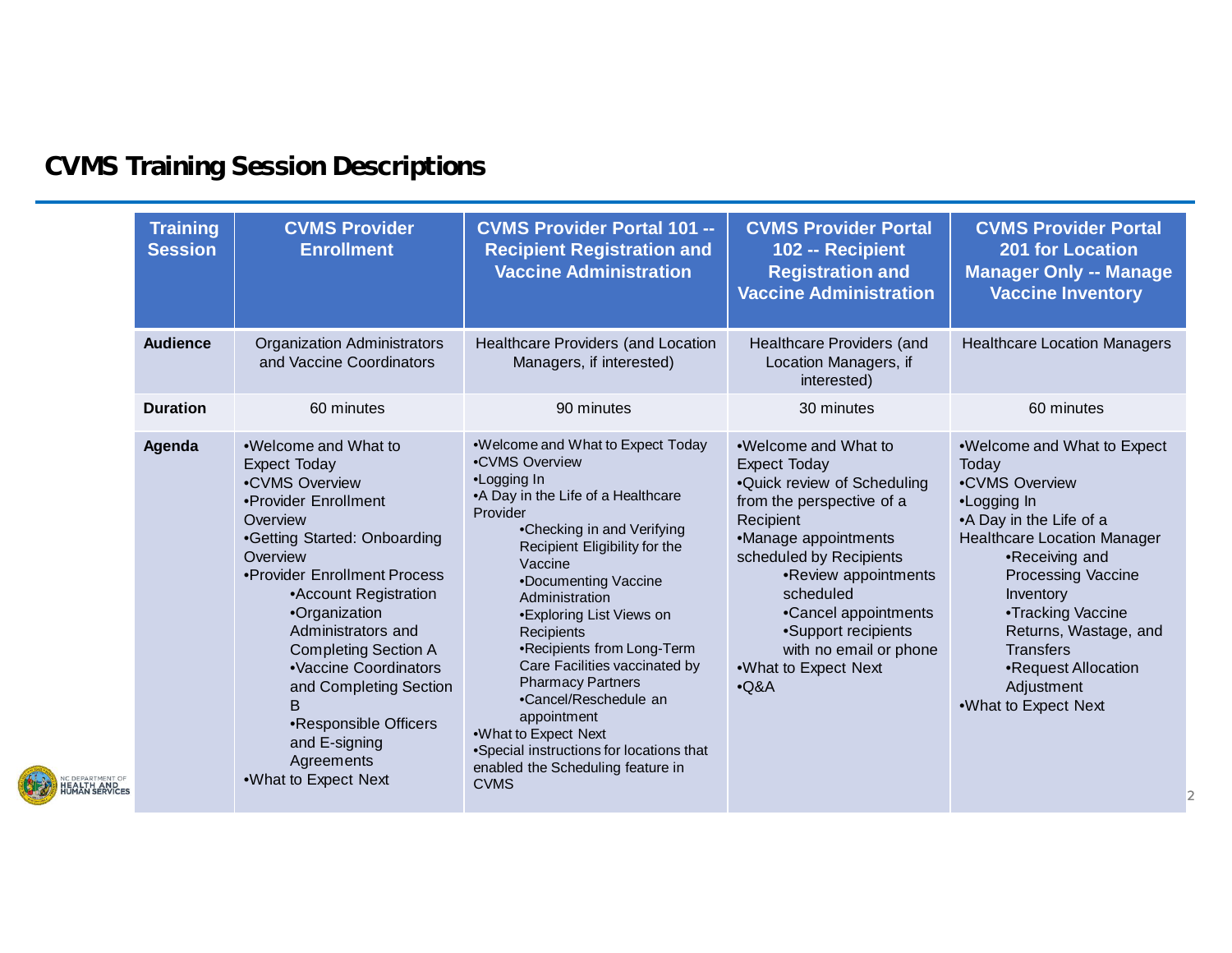# CVMS Training Session Descriptions

| Training Session | CVMS Provider Enrollment | CVMS Provider Portal 101 -- Recipient Registration and Vaccine Administration | CVMS Provider Portal 102 -- Recipient Registration and Vaccine Administration | CVMS Provider Portal 201 for Location Manager Only -- Manage Vaccine Inventory |
|---|---|---|---|---|
| **Audience** | Organization Administrators and Vaccine Coordinators | Healthcare Providers (and Location Managers, if interested) | Healthcare Providers (and Location Managers, if interested) | Healthcare Location Managers |
| **Duration** | 60 minutes | 90 minutes | 30 minutes | 60 minutes |
| **Agenda** | •Welcome and What to Expect Today<br>•CVMS Overview<br>•Provider Enrollment Overview<br>•Getting Started: Onboarding Overview<br>•Provider Enrollment Process<br>&nbsp;&nbsp;&nbsp;&nbsp;•Account Registration<br>&nbsp;&nbsp;&nbsp;&nbsp;•Organization Administrators and Completing Section A<br>&nbsp;&nbsp;&nbsp;&nbsp;•Vaccine Coordinators and Completing Section B<br>&nbsp;&nbsp;&nbsp;&nbsp;•Responsible Officers and E-signing Agreements<br>•What to Expect Next | •Welcome and What to Expect Today<br>•CVMS Overview<br>•Logging In<br>•A Day in the Life of a Healthcare Provider<br>&nbsp;&nbsp;&nbsp;&nbsp;•Checking in and Verifying Recipient Eligibility for the Vaccine<br>&nbsp;&nbsp;&nbsp;&nbsp;•Documenting Vaccine Administration<br>&nbsp;&nbsp;&nbsp;&nbsp;•Exploring List Views on Recipients<br>&nbsp;&nbsp;&nbsp;&nbsp;•Recipients from Long-Term Care Facilities vaccinated by Pharmacy Partners<br>&nbsp;&nbsp;&nbsp;&nbsp;•Cancel/Reschedule an appointment<br>•What to Expect Next<br>•Special instructions for locations that enabled the Scheduling feature in CVMS | •Welcome and What to Expect Today<br>•Quick review of Scheduling from the perspective of a Recipient<br>•Manage appointments scheduled by Recipients<br>&nbsp;&nbsp;&nbsp;&nbsp;•Review appointments scheduled<br>&nbsp;&nbsp;&nbsp;&nbsp;•Cancel appointments<br>&nbsp;&nbsp;&nbsp;&nbsp;•Support recipients with no email or phone<br>•What to Expect Next<br>•Q&A | •Welcome and What to Expect Today<br>•CVMS Overview<br>•Logging In<br>•A Day in the Life of a Healthcare Location Manager<br>&nbsp;&nbsp;&nbsp;&nbsp;•Receiving and Processing Vaccine Inventory<br>&nbsp;&nbsp;&nbsp;&nbsp;•Tracking Vaccine Returns, Wastage, and Transfers<br>&nbsp;&nbsp;&nbsp;&nbsp;•Request Allocation Adjustment<br>•What to Expect Next |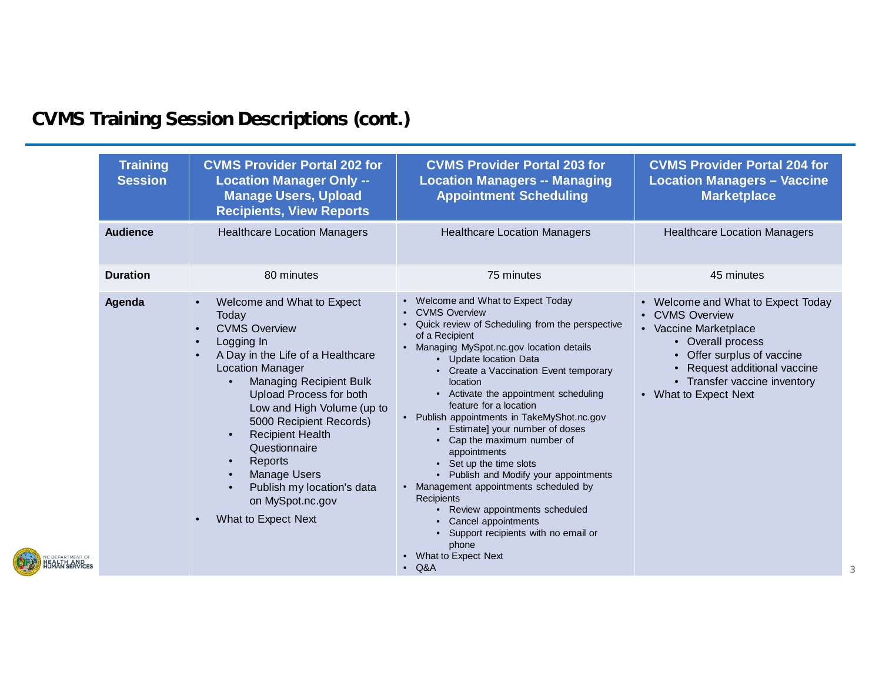## CVMS Training Session Descriptions (cont.)

| Training Session | CVMS Provider Portal 202 for Location Manager Only -- Manage Users, Upload Recipients, View Reports | CVMS Provider Portal 203 for Location Managers -- Managing Appointment Scheduling | CVMS Provider Portal 204 for Location Managers – Vaccine Marketplace |
|---|---|---|---|
| **Audience** | Healthcare Location Managers | Healthcare Location Managers | Healthcare Location Managers |
| **Duration** | 80 minutes | 75 minutes | 45 minutes |
| **Agenda** | • Welcome and What to Expect Today<br>• CVMS Overview<br>• Logging In<br>• A Day in the Life of a Healthcare Location Manager<br>&nbsp;&nbsp;• Managing Recipient Bulk Upload Process for both Low and High Volume (up to 5000 Recipient Records)<br>&nbsp;&nbsp;• Recipient Health Questionnaire<br>&nbsp;&nbsp;• Reports<br>&nbsp;&nbsp;• Manage Users<br>&nbsp;&nbsp;• Publish my location's data on MySpot.nc.gov<br>• What to Expect Next | • Welcome and What to Expect Today<br>• CVMS Overview<br>• Quick review of Scheduling from the perspective of a Recipient<br>• Managing MySpot.nc.gov location details<br>&nbsp;&nbsp;• Update location Data<br>&nbsp;&nbsp;• Create a Vaccination Event temporary location<br>&nbsp;&nbsp;• Activate the appointment scheduling feature for a location<br>• Publish appointments in TakeMyShot.nc.gov<br>&nbsp;&nbsp;• Estimate] your number of doses<br>&nbsp;&nbsp;• Cap the maximum number of appointments<br>&nbsp;&nbsp;• Set up the time slots<br>&nbsp;&nbsp;• Publish and Modify your appointments<br>• Management appointments scheduled by Recipients<br>&nbsp;&nbsp;• Review appointments scheduled<br>&nbsp;&nbsp;• Cancel appointments<br>&nbsp;&nbsp;• Support recipients with no email or phone<br>• What to Expect Next<br>• Q&A | • Welcome and What to Expect Today<br>• CVMS Overview<br>• Vaccine Marketplace<br>&nbsp;&nbsp;• Overall process<br>&nbsp;&nbsp;• Offer surplus of vaccine<br>&nbsp;&nbsp;• Request additional vaccine<br>&nbsp;&nbsp;• Transfer vaccine inventory<br>• What to Expect Next |